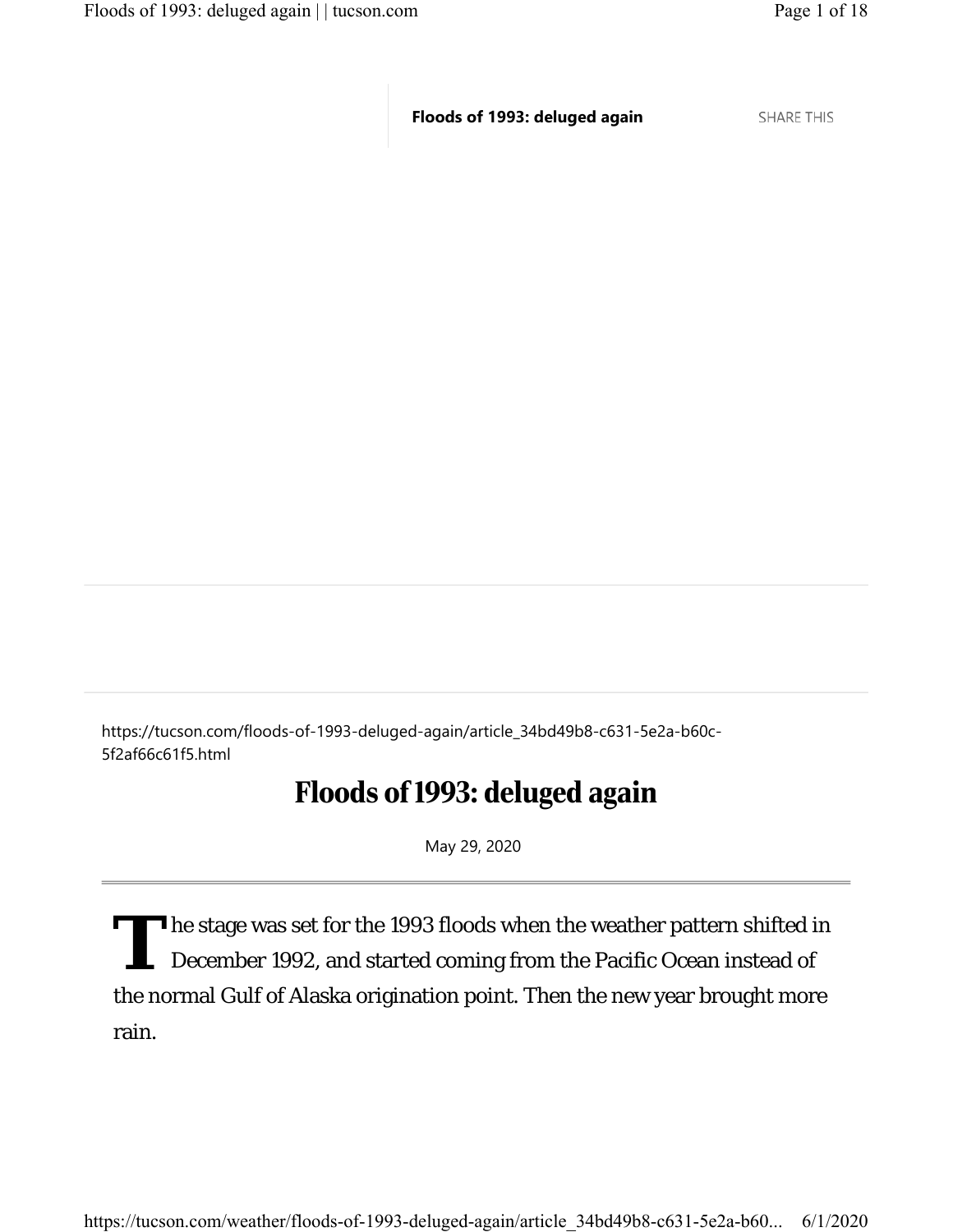Floods of 1993: deluged again

SHARE THIS

https://tucson.com/floods-of-1993-deluged-again/article_34bd49b8-c631-5e2a-b60c-5f2af66c61f5.html

# Floods of 1993: deluged again

May 29, 2020

The stage was set for the 1993 floods when the weather pattern shifted in December 1992, and started coming from the Pacific Ocean instead of the normal Gulf of Alaska origination point. Then the new year brought more rain.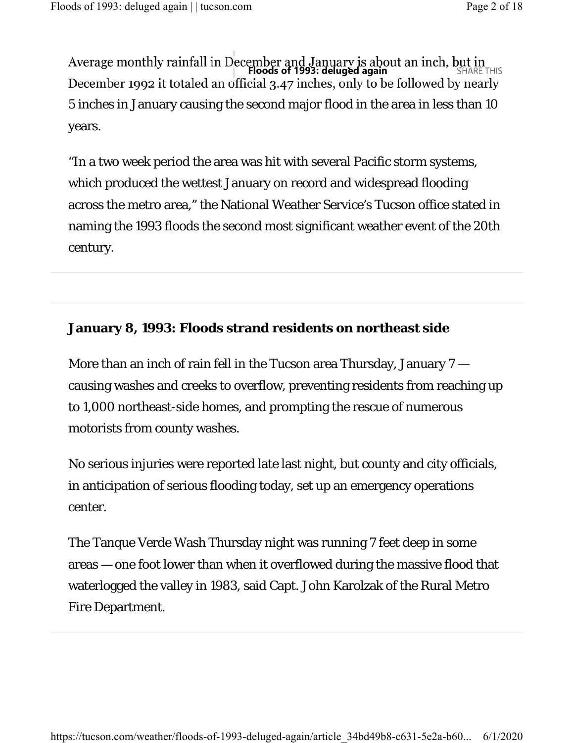Average monthly rainfall in December and January is about an inch, but in December 1992 it totaled an official 3.47 inches, only to be followed by nearly 5 inches in January causing the second major flood in the area in less than 10 years.

"In a two week period the area was hit with several Pacific storm systems, which produced the wettest January on record and widespread flooding across the metro area," the National Weather Service's Tucson office stated in naming the 1993 floods the second most significant weather event of the 20th century.

**January 8, 1993: Floods strand residents on northeast side**

More than an inch of rain fell in the Tucson area Thursday, January 7 — causing washes and creeks to overflow, preventing residents from reaching up to 1,000 northeast-side homes, and prompting the rescue of numerous motorists from county washes.

No serious injuries were reported late last night, but county and city officials, in anticipation of serious flooding today, set up an emergency operations center.

The Tanque Verde Wash Thursday night was running 7 feet deep in some areas — one foot lower than when it overflowed during the massive flood that waterlogged the valley in 1983, said Capt. John Karolzak of the Rural Metro Fire Department.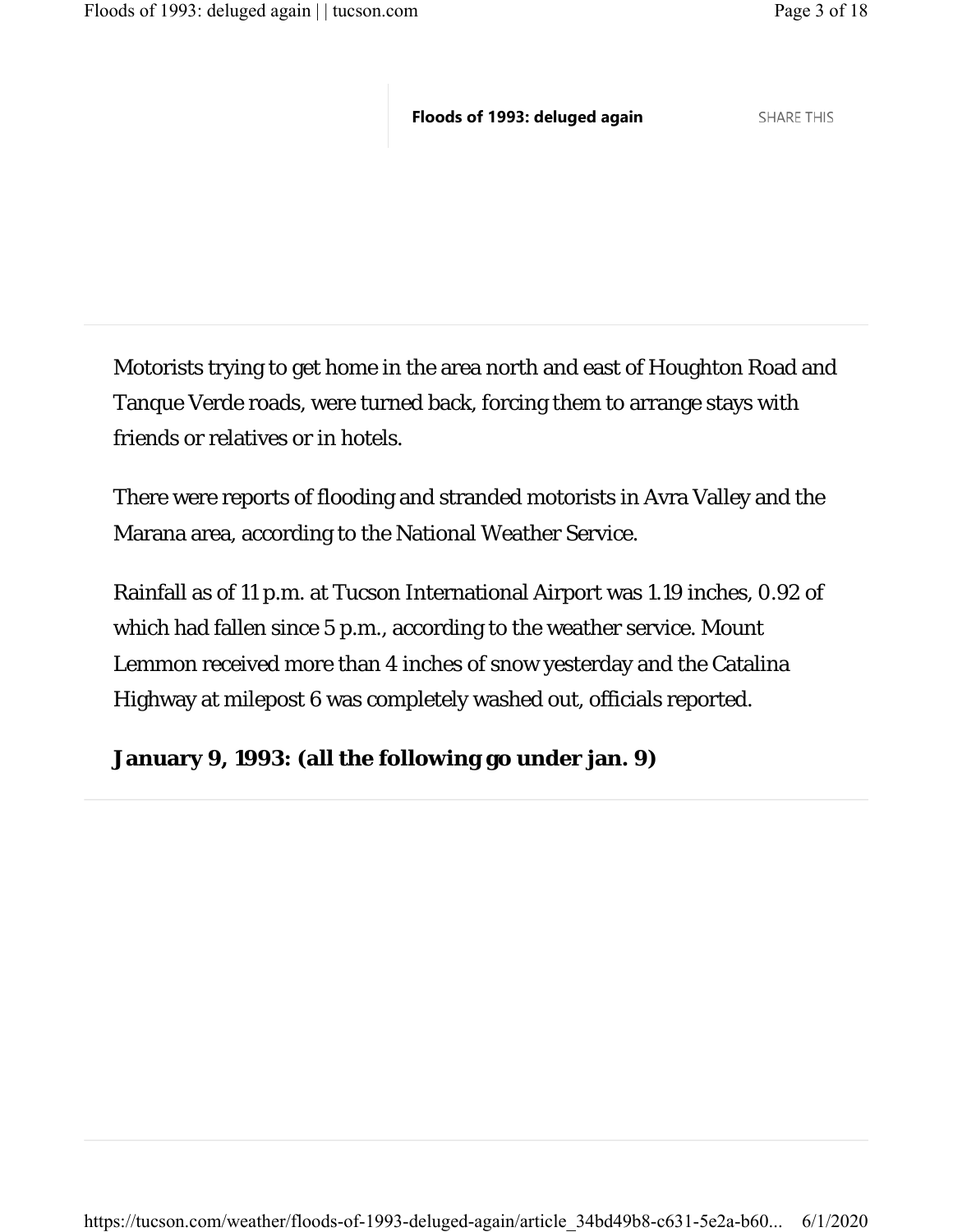Motorists trying to get home in the area north and east of Houghton Road and Tanque Verde roads, were turned back, forcing them to arrange stays with friends or relatives or in hotels.

There were reports of flooding and stranded motorists in Avra Valley and the Marana area, according to the National Weather Service.

Rainfall as of 11 p.m. at Tucson International Airport was 1.19 inches, 0.92 of which had fallen since 5 p.m., according to the weather service. Mount Lemmon received more than 4 inches of snow yesterday and the Catalina Highway at milepost 6 was completely washed out, officials reported.

**January 9, 1993: (all the following go under jan. 9)**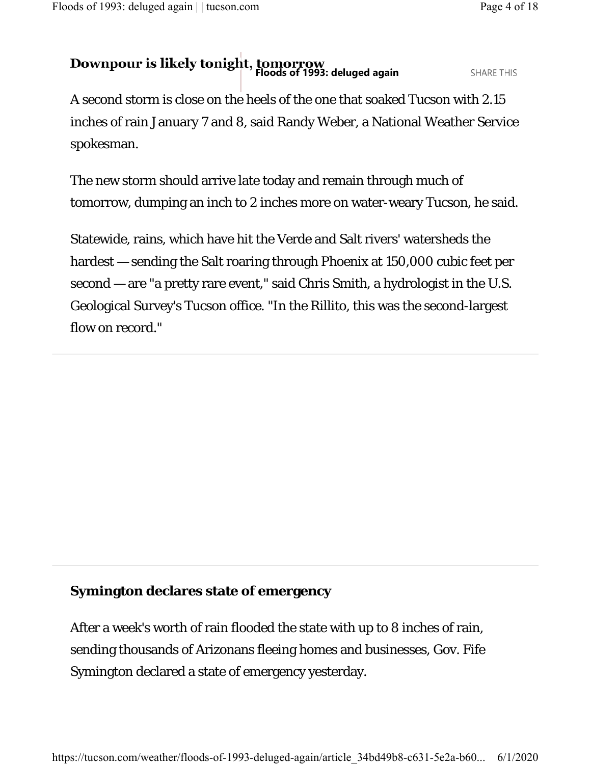## Downpour is likely tonight, tomorrow

A second storm is close on the heels of the one that soaked Tucson with 2.15 inches of rain January 7 and 8, said Randy Weber, a National Weather Service spokesman.

The new storm should arrive late today and remain through much of tomorrow, dumping an inch to 2 inches more on water-weary Tucson, he said.

Statewide, rains, which have hit the Verde and Salt rivers' watersheds the hardest — sending the Salt roaring through Phoenix at 150,000 cubic feet per second — are "a pretty rare event," said Chris Smith, a hydrologist in the U.S. Geological Survey's Tucson office. "In the Rillito, this was the second-largest flow on record."

## Symington declares state of emergency

After a week's worth of rain flooded the state with up to 8 inches of rain, sending thousands of Arizonans fleeing homes and businesses, Gov. Fife Symington declared a state of emergency yesterday.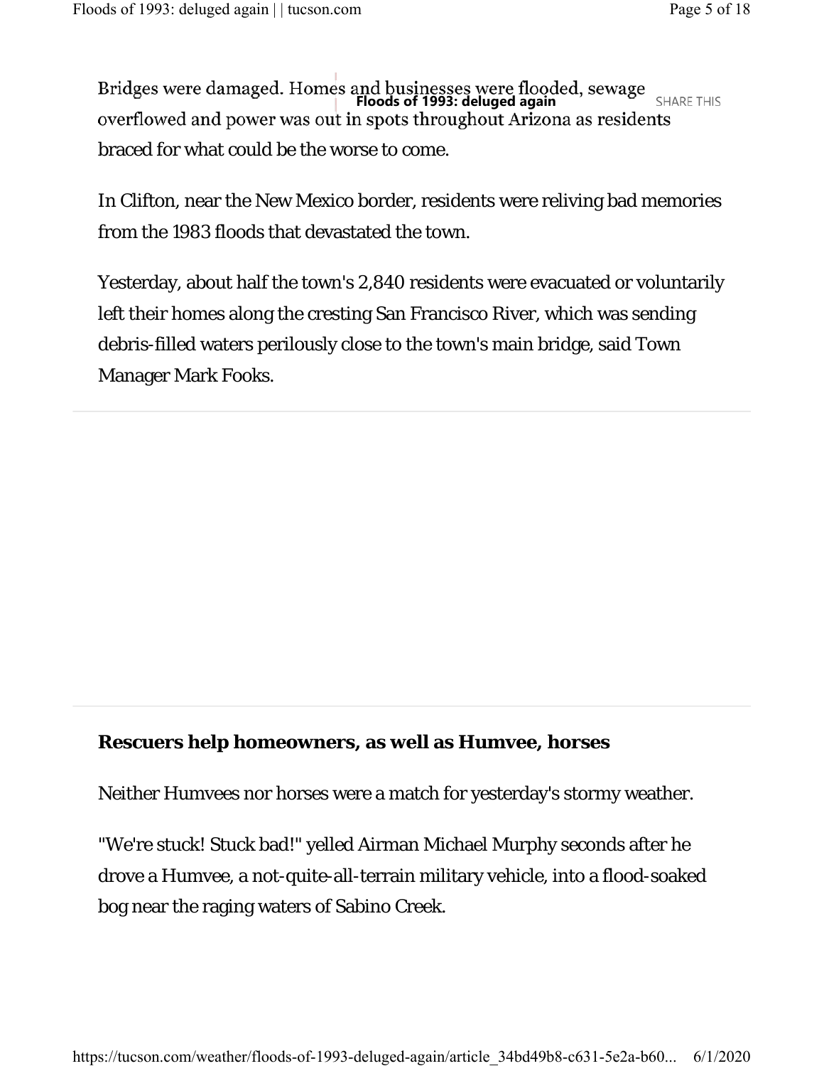Bridges were damaged. Homes and businesses were flooded, sewage overflowed and power was out in spots throughout Arizona as residents braced for what could be the worse to come.

In Clifton, near the New Mexico border, residents were reliving bad memories from the 1983 floods that devastated the town.

Yesterday, about half the town's 2,840 residents were evacuated or voluntarily left their homes along the cresting San Francisco River, which was sending debris-filled waters perilously close to the town's main bridge, said Town Manager Mark Fooks.

---

**Rescuers help homeowners, as well as Humvee, horses**

Neither Humvees nor horses were a match for yesterday's stormy weather.

"We're stuck! Stuck bad!" yelled Airman Michael Murphy seconds after he drove a Humvee, a not-quite-all-terrain military vehicle, into a flood-soaked bog near the raging waters of Sabino Creek.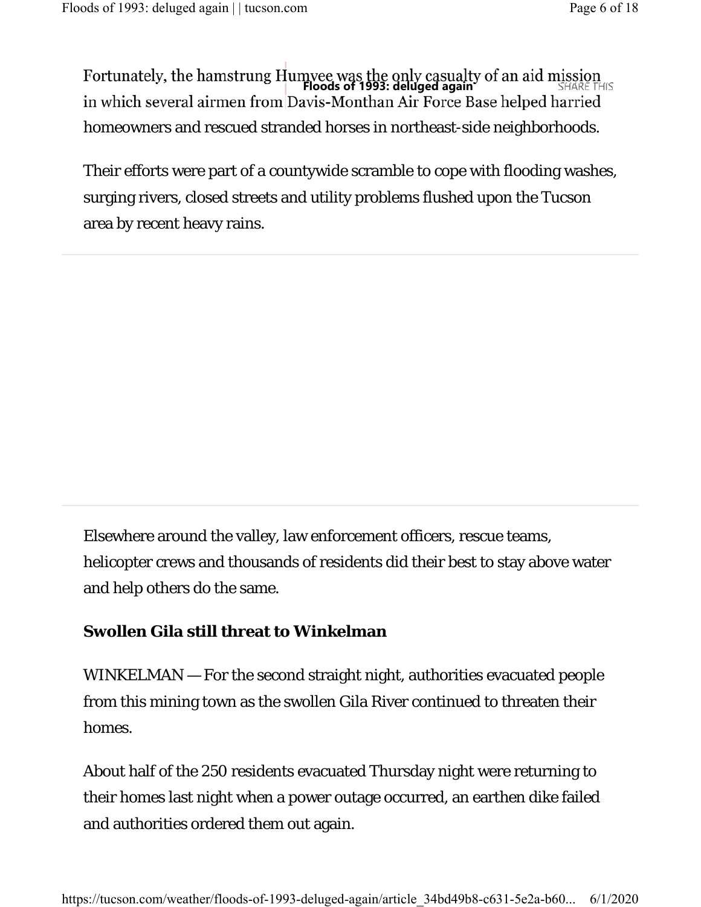Fortunately, the hamstrung Humvee was the only casualty of an aid mission in which several airmen from Davis-Monthan Air Force Base helped harried homeowners and rescued stranded horses in northeast-side neighborhoods.

Their efforts were part of a countywide scramble to cope with flooding washes, surging rivers, closed streets and utility problems flushed upon the Tucson area by recent heavy rains.

Elsewhere around the valley, law enforcement officers, rescue teams, helicopter crews and thousands of residents did their best to stay above water and help others do the same.

**Swollen Gila still threat to Winkelman**

WINKELMAN — For the second straight night, authorities evacuated people from this mining town as the swollen Gila River continued to threaten their homes.

About half of the 250 residents evacuated Thursday night were returning to their homes last night when a power outage occurred, an earthen dike failed and authorities ordered them out again.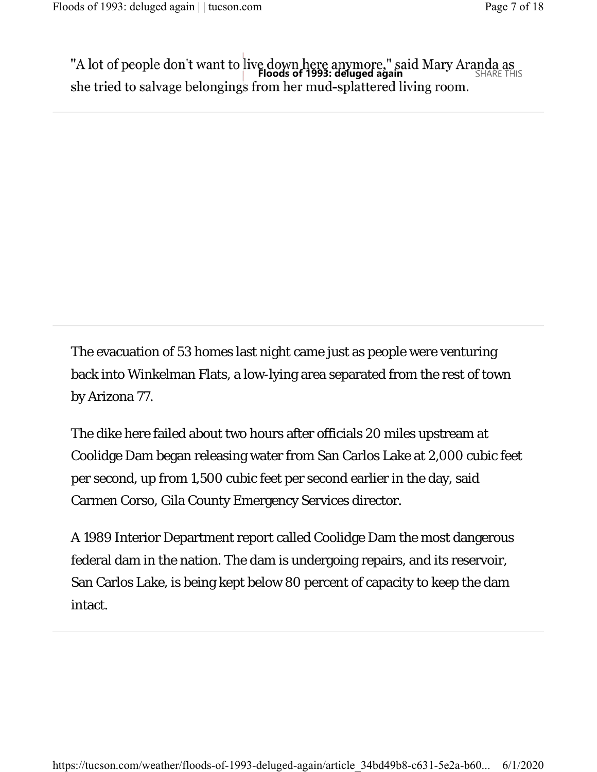"A lot of people don't want to live down here anymore," said Mary Aranda as she tried to salvage belongings from her mud-splattered living room.

The evacuation of 53 homes last night came just as people were venturing back into Winkelman Flats, a low-lying area separated from the rest of town by Arizona 77.

The dike here failed about two hours after officials 20 miles upstream at Coolidge Dam began releasing water from San Carlos Lake at 2,000 cubic feet per second, up from 1,500 cubic feet per second earlier in the day, said Carmen Corso, Gila County Emergency Services director.

A 1989 Interior Department report called Coolidge Dam the most dangerous federal dam in the nation. The dam is undergoing repairs, and its reservoir, San Carlos Lake, is being kept below 80 percent of capacity to keep the dam intact.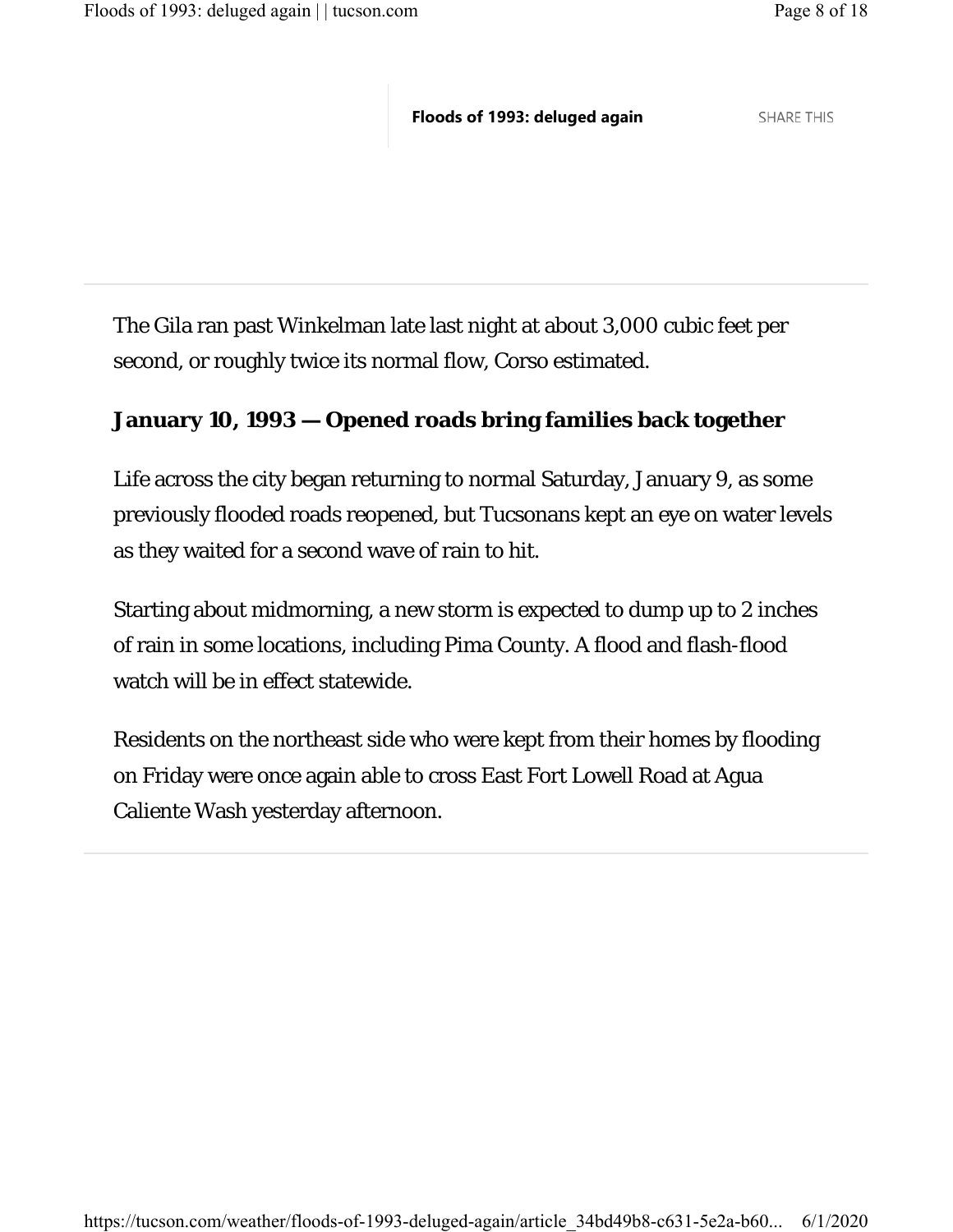The Gila ran past Winkelman late last night at about 3,000 cubic feet per second, or roughly twice its normal flow, Corso estimated.

## January 10, 1993 — Opened roads bring families back together

Life across the city began returning to normal Saturday, January 9, as some previously flooded roads reopened, but Tucsonans kept an eye on water levels as they waited for a second wave of rain to hit.

Starting about midmorning, a new storm is expected to dump up to 2 inches of rain in some locations, including Pima County. A flood and flash-flood watch will be in effect statewide.

Residents on the northeast side who were kept from their homes by flooding on Friday were once again able to cross East Fort Lowell Road at Agua Caliente Wash yesterday afternoon.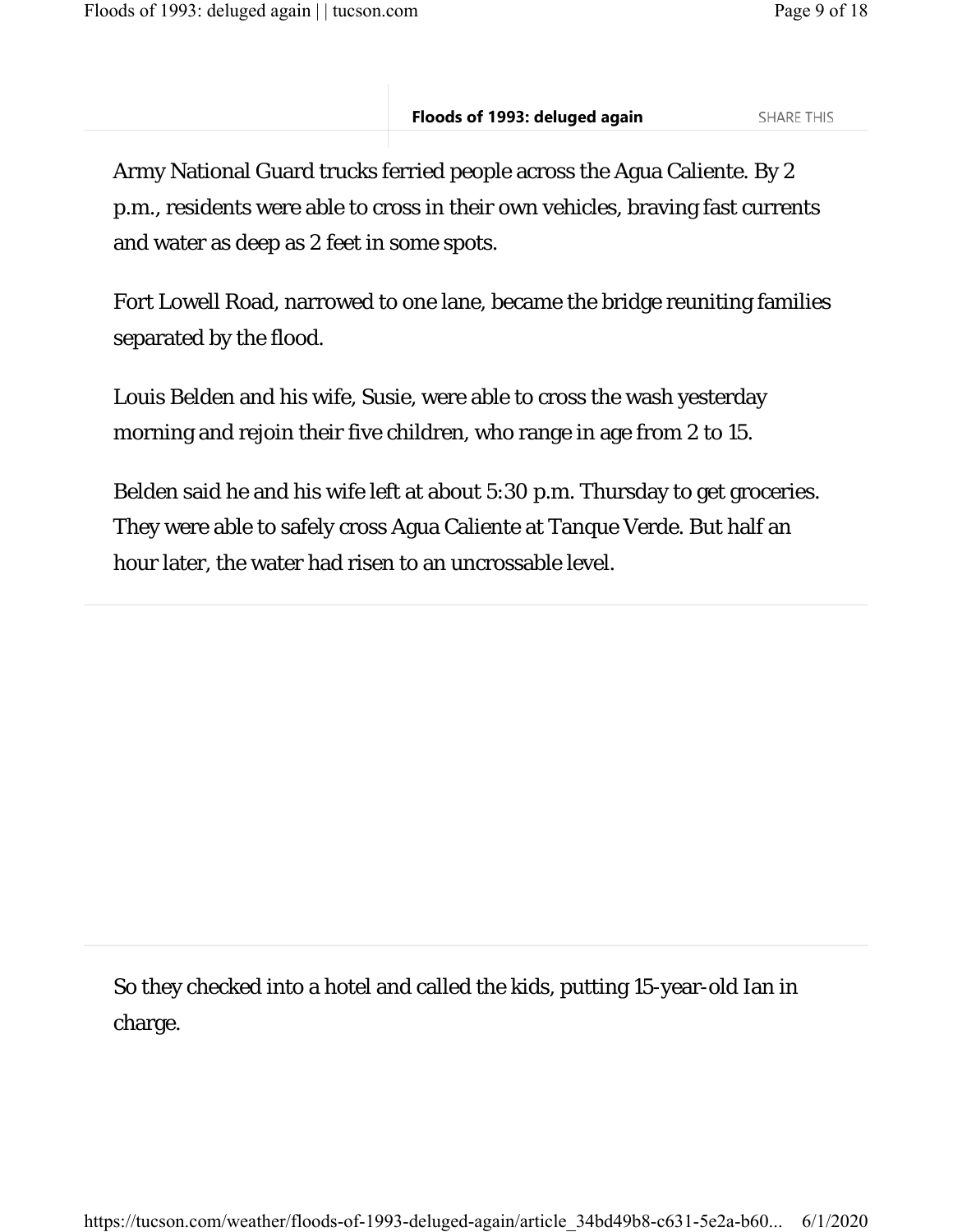Army National Guard trucks ferried people across the Agua Caliente. By 2 p.m., residents were able to cross in their own vehicles, braving fast currents and water as deep as 2 feet in some spots.

Fort Lowell Road, narrowed to one lane, became the bridge reuniting families separated by the flood.

Louis Belden and his wife, Susie, were able to cross the wash yesterday morning and rejoin their five children, who range in age from 2 to 15.

Belden said he and his wife left at about 5:30 p.m. Thursday to get groceries. They were able to safely cross Agua Caliente at Tanque Verde. But half an hour later, the water had risen to an uncrossable level.

So they checked into a hotel and called the kids, putting 15-year-old Ian in charge.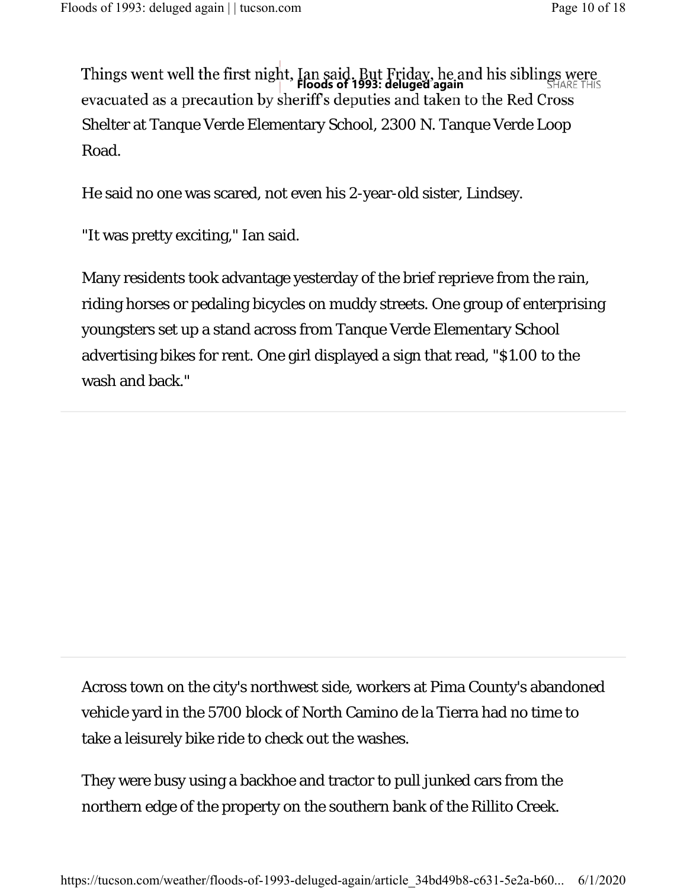Things went well the first night, Ian said. But Friday, he and his siblings were evacuated as a precaution by sheriff's deputies and taken to the Red Cross Shelter at Tanque Verde Elementary School, 2300 N. Tanque Verde Loop Road.

He said no one was scared, not even his 2-year-old sister, Lindsey.

"It was pretty exciting," Ian said.

Many residents took advantage yesterday of the brief reprieve from the rain, riding horses or pedaling bicycles on muddy streets. One group of enterprising youngsters set up a stand across from Tanque Verde Elementary School advertising bikes for rent. One girl displayed a sign that read, "$1.00 to the wash and back."

---

Across town on the city's northwest side, workers at Pima County's abandoned vehicle yard in the 5700 block of North Camino de la Tierra had no time to take a leisurely bike ride to check out the washes.

They were busy using a backhoe and tractor to pull junked cars from the northern edge of the property on the southern bank of the Rillito Creek.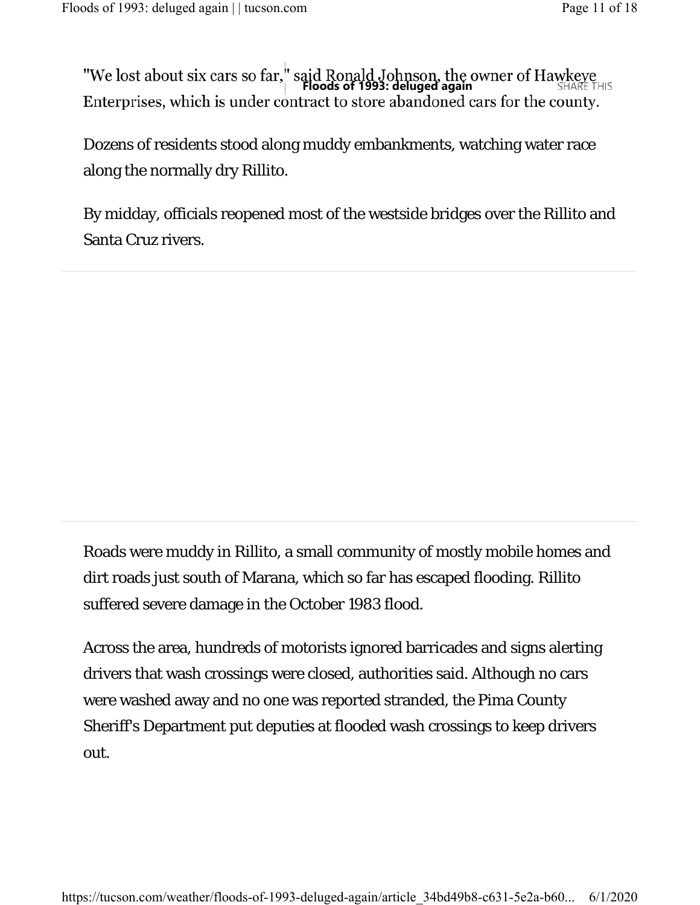"We lost about six cars so far," said Ronald Johnson, the owner of Hawkeye Enterprises, which is under contract to store abandoned cars for the county.

Dozens of residents stood along muddy embankments, watching water race along the normally dry Rillito.

By midday, officials reopened most of the westside bridges over the Rillito and Santa Cruz rivers.

Roads were muddy in Rillito, a small community of mostly mobile homes and dirt roads just south of Marana, which so far has escaped flooding. Rillito suffered severe damage in the October 1983 flood.

Across the area, hundreds of motorists ignored barricades and signs alerting drivers that wash crossings were closed, authorities said. Although no cars were washed away and no one was reported stranded, the Pima County Sheriff's Department put deputies at flooded wash crossings to keep drivers out.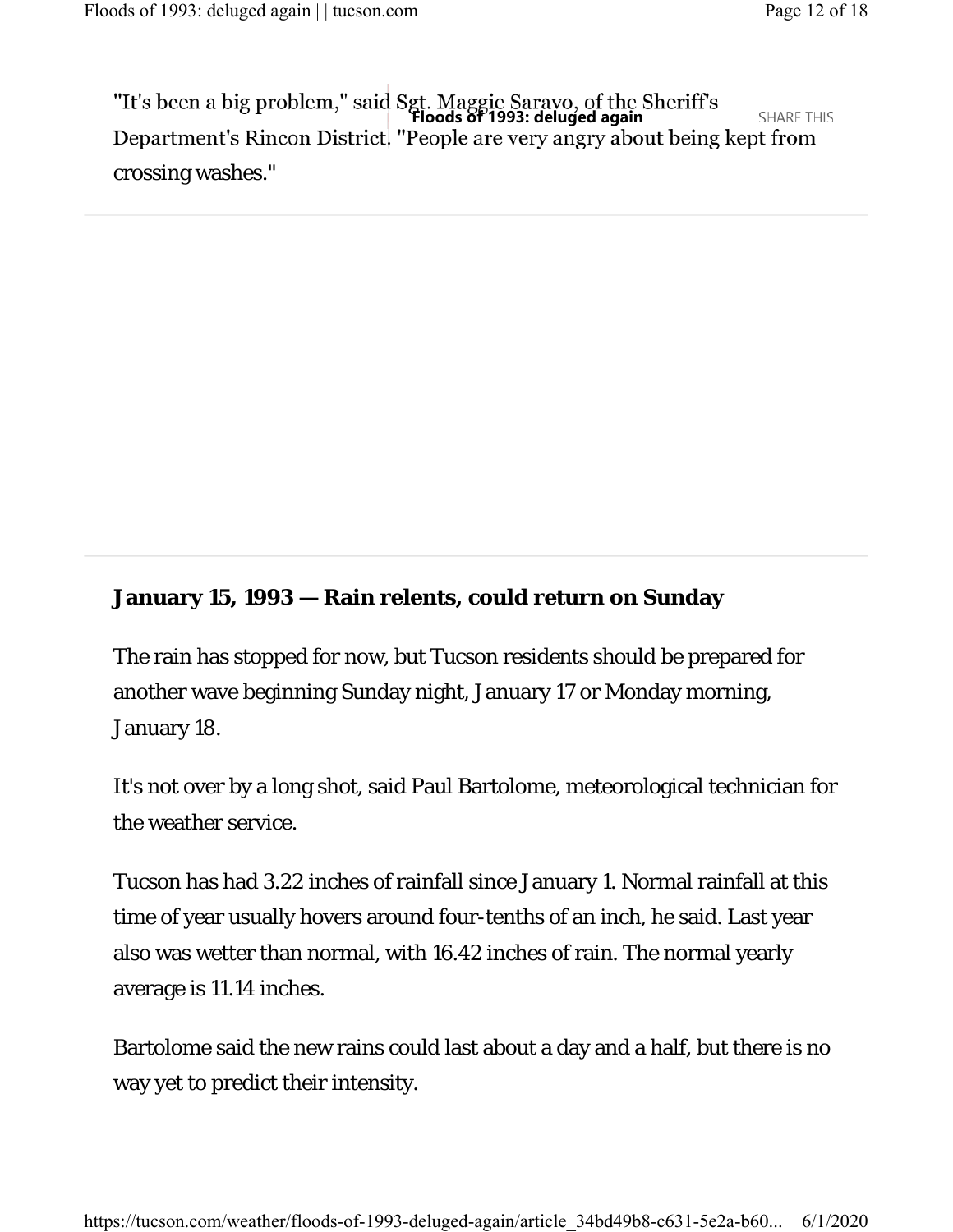"It's been a big problem," said Sgt. Maggie Saravo, of the Sheriff's Department's Rincon District. "People are very angry about being kept from crossing washes."

**January 15, 1993 — Rain relents, could return on Sunday**

The rain has stopped for now, but Tucson residents should be prepared for another wave beginning Sunday night, January 17 or Monday morning, January 18.

It's not over by a long shot, said Paul Bartolome, meteorological technician for the weather service.

Tucson has had 3.22 inches of rainfall since January 1. Normal rainfall at this time of year usually hovers around four-tenths of an inch, he said. Last year also was wetter than normal, with 16.42 inches of rain. The normal yearly average is 11.14 inches.

Bartolome said the new rains could last about a day and a half, but there is no way yet to predict their intensity.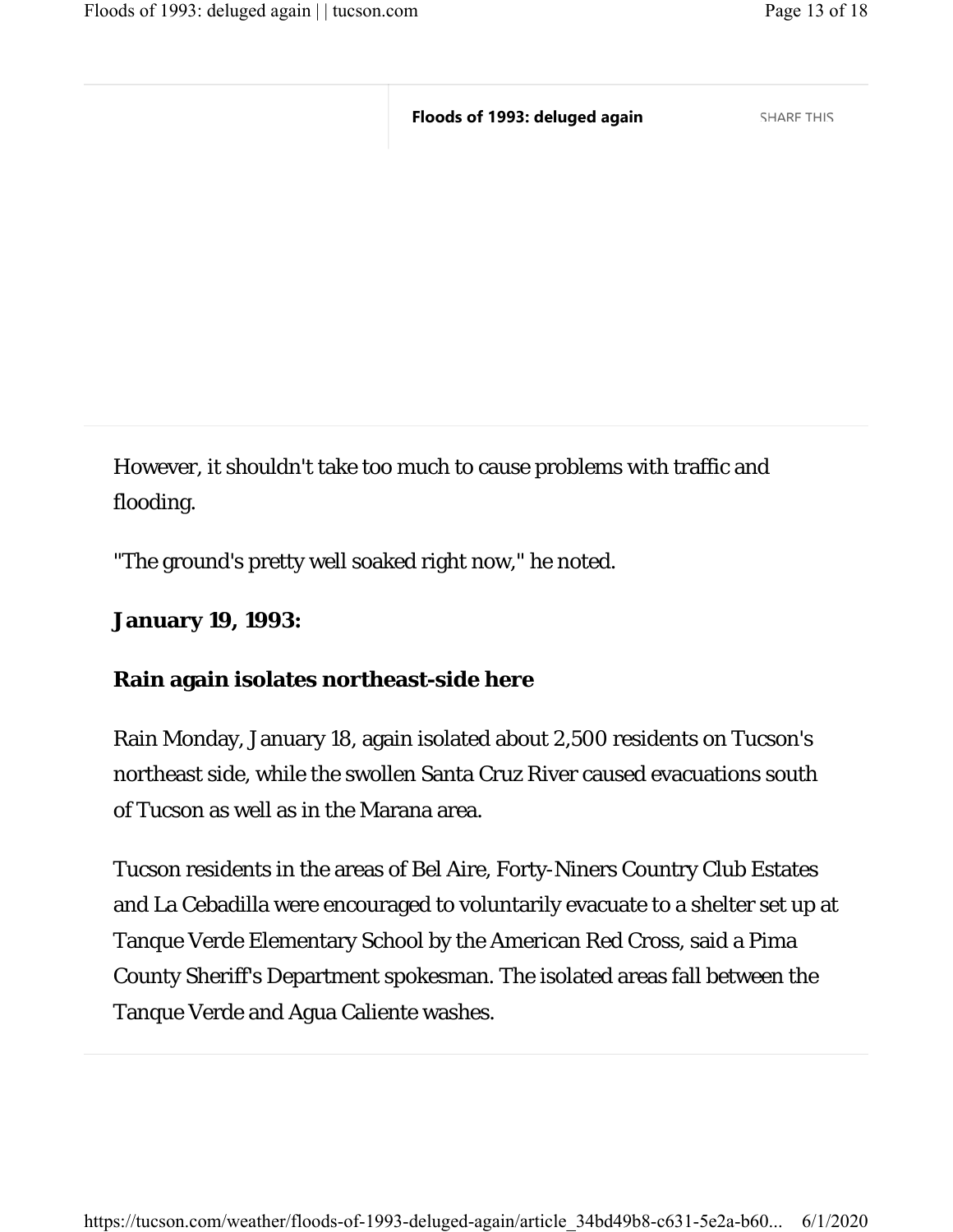However, it shouldn't take too much to cause problems with traffic and flooding.

"The ground's pretty well soaked right now," he noted.

**January 19, 1993:**

**Rain again isolates northeast-side here**

Rain Monday, January 18, again isolated about 2,500 residents on Tucson's northeast side, while the swollen Santa Cruz River caused evacuations south of Tucson as well as in the Marana area.

Tucson residents in the areas of Bel Aire, Forty-Niners Country Club Estates and La Cebadilla were encouraged to voluntarily evacuate to a shelter set up at Tanque Verde Elementary School by the American Red Cross, said a Pima County Sheriff's Department spokesman. The isolated areas fall between the Tanque Verde and Agua Caliente washes.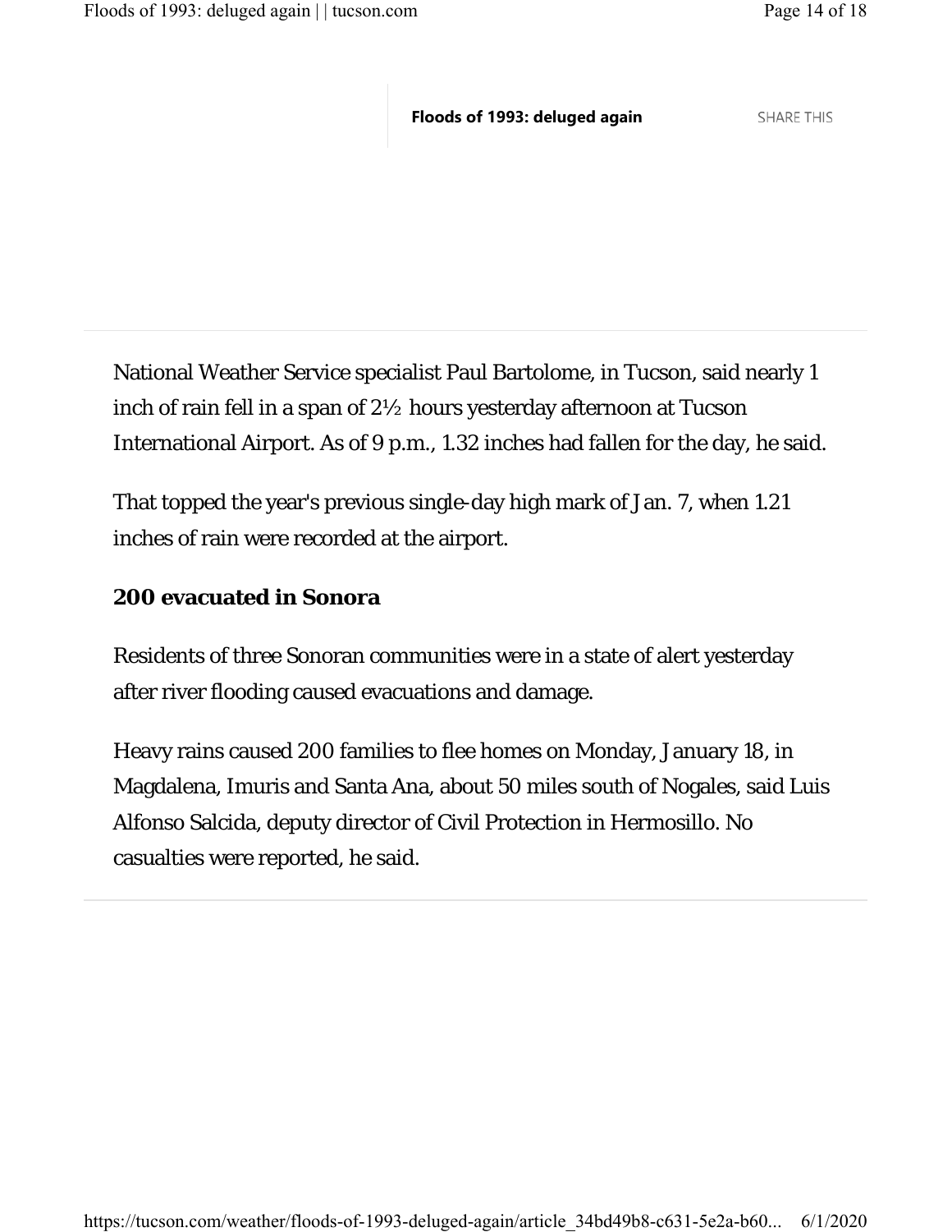National Weather Service specialist Paul Bartolome, in Tucson, said nearly 1 inch of rain fell in a span of 2½ hours yesterday afternoon at Tucson International Airport. As of 9 p.m., 1.32 inches had fallen for the day, he said.

That topped the year's previous single-day high mark of Jan. 7, when 1.21 inches of rain were recorded at the airport.

**200 evacuated in Sonora**

Residents of three Sonoran communities were in a state of alert yesterday after river flooding caused evacuations and damage.

Heavy rains caused 200 families to flee homes on Monday, January 18, in Magdalena, Imuris and Santa Ana, about 50 miles south of Nogales, said Luis Alfonso Salcida, deputy director of Civil Protection in Hermosillo. No casualties were reported, he said.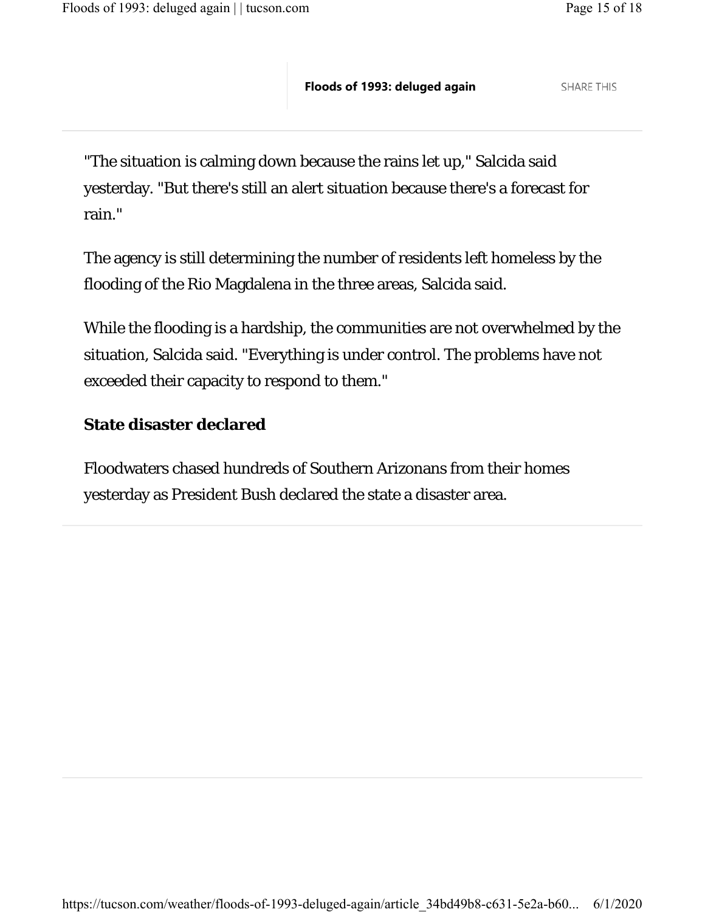"The situation is calming down because the rains let up," Salcida said yesterday. "But there's still an alert situation because there's a forecast for rain."

The agency is still determining the number of residents left homeless by the flooding of the Rio Magdalena in the three areas, Salcida said.

While the flooding is a hardship, the communities are not overwhelmed by the situation, Salcida said. "Everything is under control. The problems have not exceeded their capacity to respond to them."

**State disaster declared**

Floodwaters chased hundreds of Southern Arizonans from their homes yesterday as President Bush declared the state a disaster area.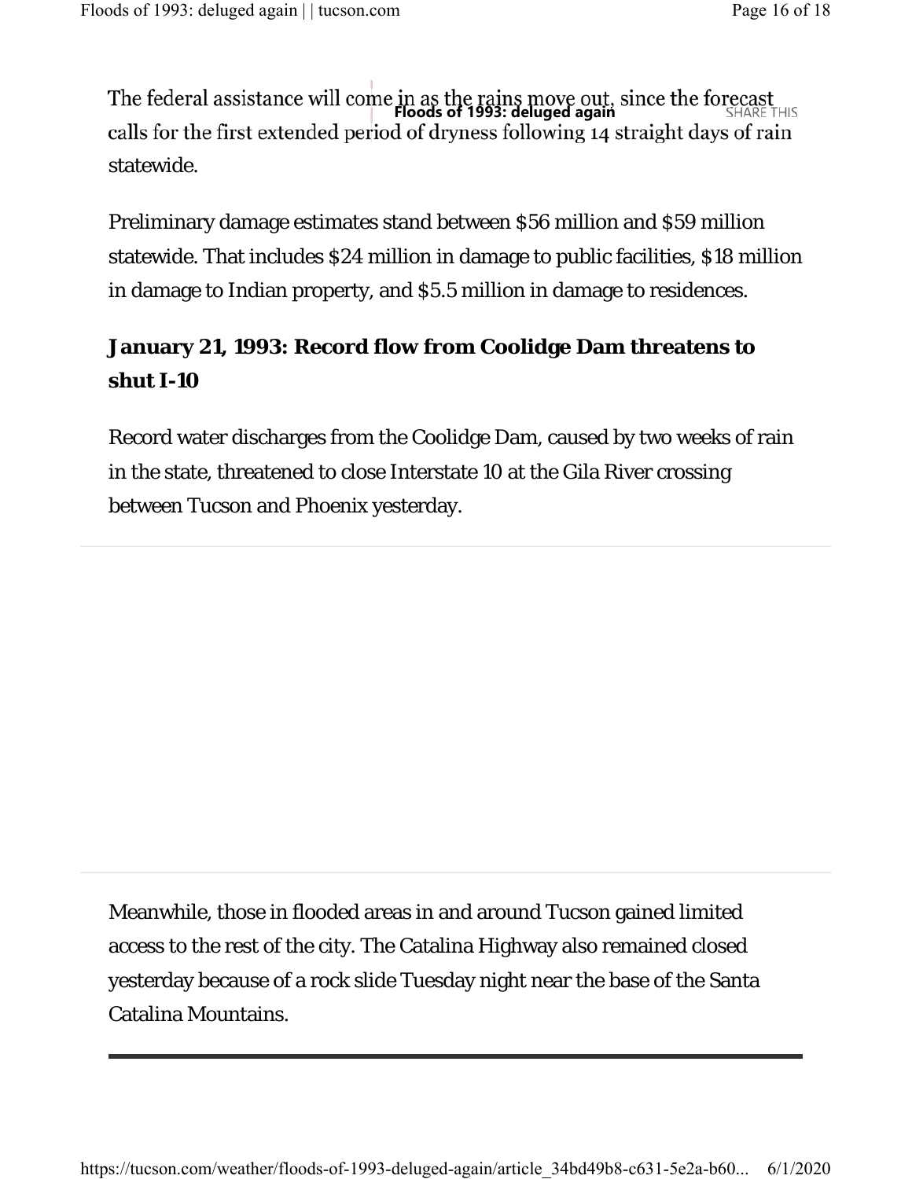The federal assistance will come in as the rains move out, since the forecast calls for the first extended period of dryness following 14 straight days of rain statewide.

Preliminary damage estimates stand between $56 million and $59 million statewide. That includes $24 million in damage to public facilities, $18 million in damage to Indian property, and $5.5 million in damage to residences.

### January 21, 1993: Record flow from Coolidge Dam threatens to shut I-10

Record water discharges from the Coolidge Dam, caused by two weeks of rain in the state, threatened to close Interstate 10 at the Gila River crossing between Tucson and Phoenix yesterday.

Meanwhile, those in flooded areas in and around Tucson gained limited access to the rest of the city. The Catalina Highway also remained closed yesterday because of a rock slide Tuesday night near the base of the Santa Catalina Mountains.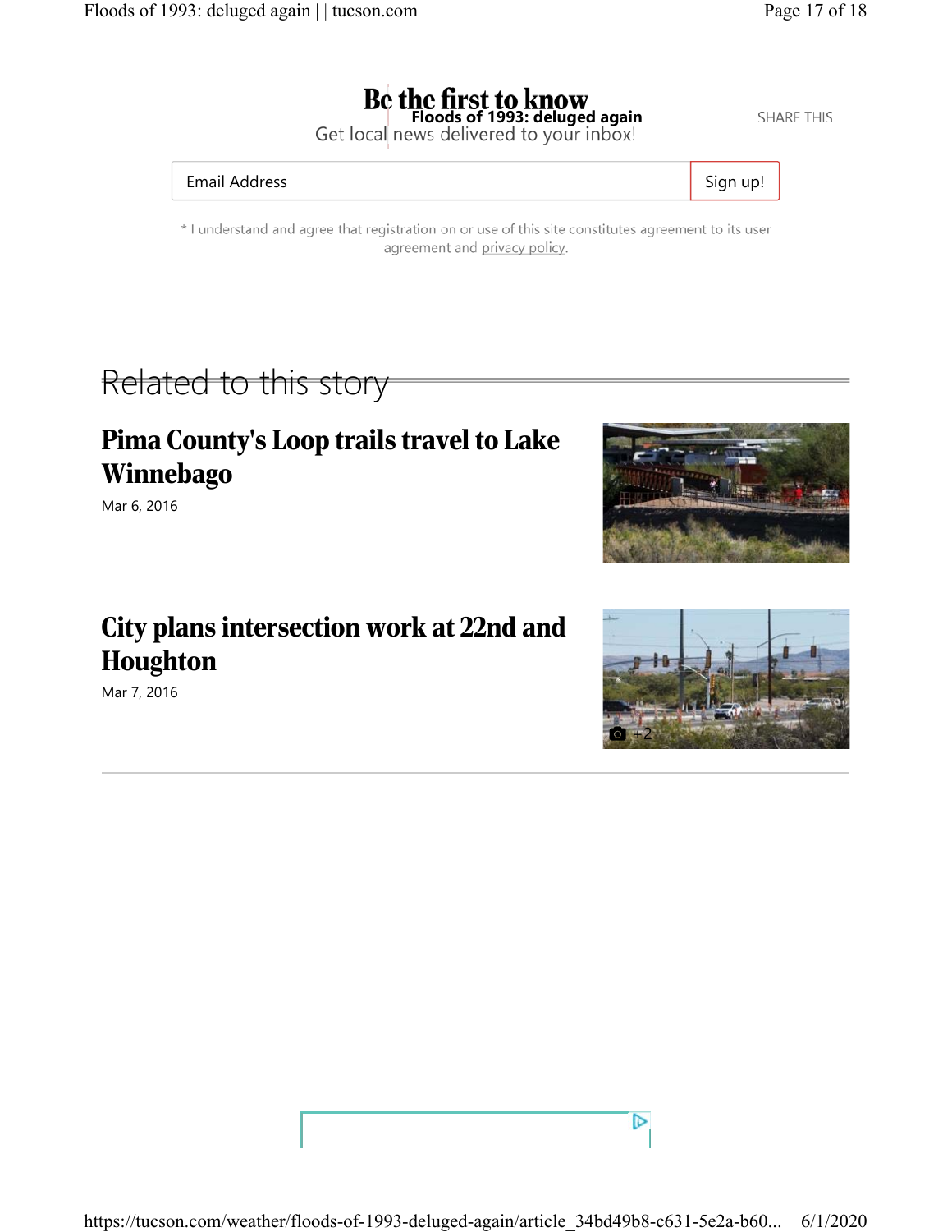# Be the first to know

Floods of 1993: deluged again

Get local news delivered to your inbox!

SHARE THIS

Email Address

Sign up!

* I understand and agree that registration on or use of this site constitutes agreement to its user agreement and privacy policy.

## Related to this story

### Pima County's Loop trails travel to Lake Winnebago

Mar 6, 2016

### City plans intersection work at 22nd and Houghton

Mar 7, 2016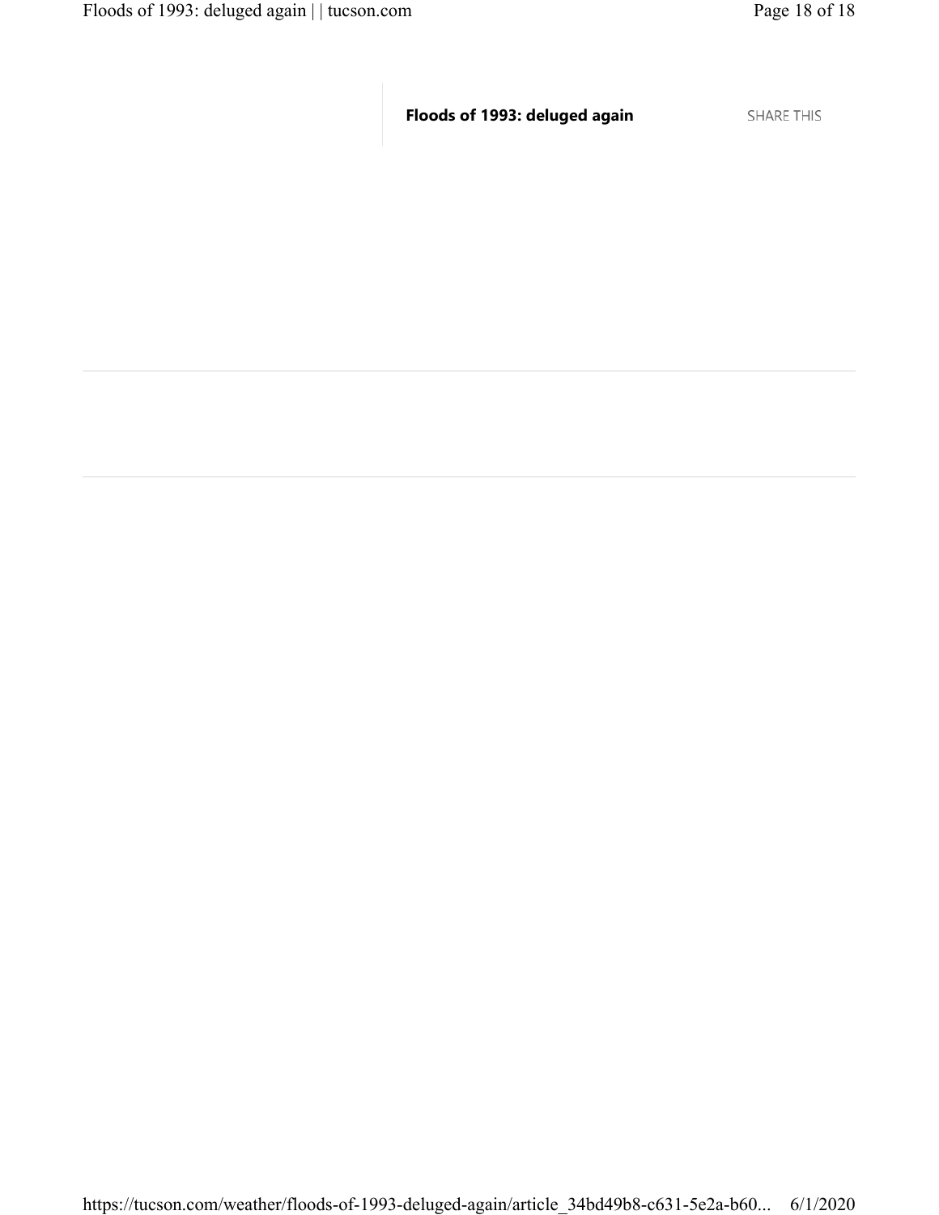**Floods of 1993: deluged again** SHARE THIS